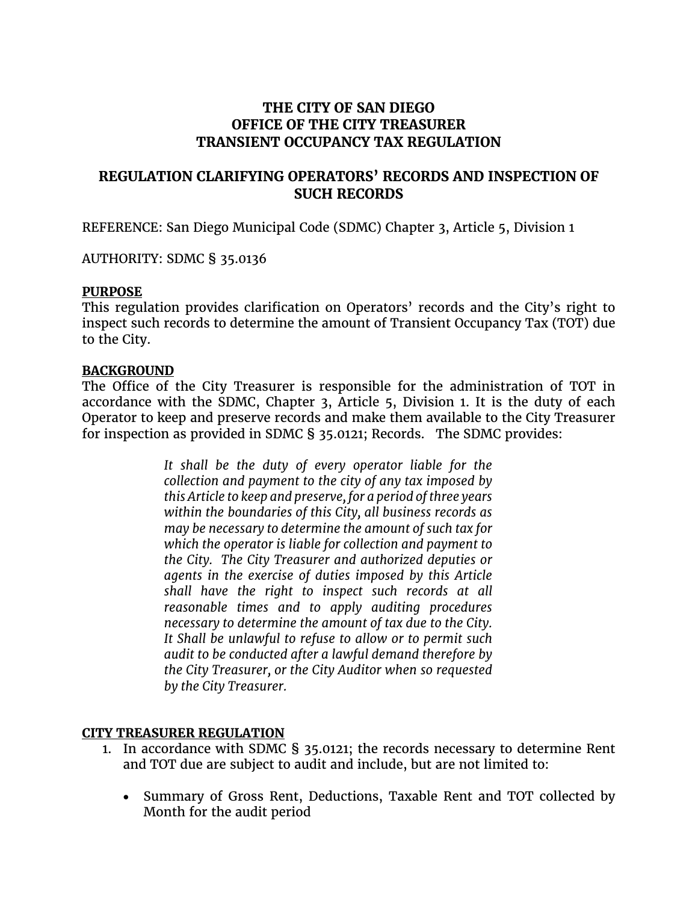# THE CITY OF SAN DIEGO
# OFFICE OF THE CITY TREASURER
# TRANSIENT OCCUPANCY TAX REGULATION

## REGULATION CLARIFYING OPERATORS' RECORDS AND INSPECTION OF SUCH RECORDS

REFERENCE: San Diego Municipal Code (SDMC) Chapter 3, Article 5, Division 1

AUTHORITY: SDMC § 35.0136

**PURPOSE**

This regulation provides clarification on Operators' records and the City's right to inspect such records to determine the amount of Transient Occupancy Tax (TOT) due to the City.

**BACKGROUND**

The Office of the City Treasurer is responsible for the administration of TOT in accordance with the SDMC, Chapter 3, Article 5, Division 1. It is the duty of each Operator to keep and preserve records and make them available to the City Treasurer for inspection as provided in SDMC § 35.0121; Records. The SDMC provides:

> *It shall be the duty of every operator liable for the collection and payment to the city of any tax imposed by this Article to keep and preserve, for a period of three years within the boundaries of this City, all business records as may be necessary to determine the amount of such tax for which the operator is liable for collection and payment to the City. The City Treasurer and authorized deputies or agents in the exercise of duties imposed by this Article shall have the right to inspect such records at all reasonable times and to apply auditing procedures necessary to determine the amount of tax due to the City. It Shall be unlawful to refuse to allow or to permit such audit to be conducted after a lawful demand therefore by the City Treasurer, or the City Auditor when so requested by the City Treasurer.*

**CITY TREASURER REGULATION**

1. In accordance with SDMC § 35.0121; the records necessary to determine Rent and TOT due are subject to audit and include, but are not limited to:

    - Summary of Gross Rent, Deductions, Taxable Rent and TOT collected by Month for the audit period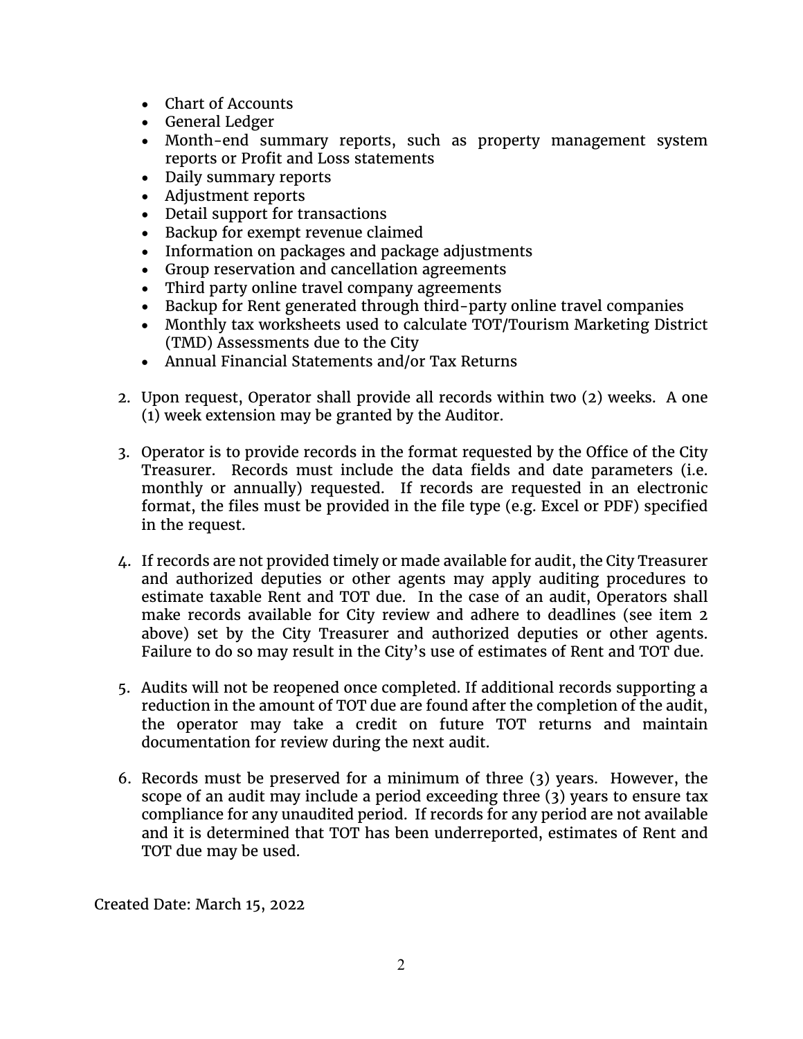- Chart of Accounts
- General Ledger
- Month-end summary reports, such as property management system reports or Profit and Loss statements
- Daily summary reports
- Adjustment reports
- Detail support for transactions
- Backup for exempt revenue claimed
- Information on packages and package adjustments
- Group reservation and cancellation agreements
- Third party online travel company agreements
- Backup for Rent generated through third-party online travel companies
- Monthly tax worksheets used to calculate TOT/Tourism Marketing District (TMD) Assessments due to the City
- Annual Financial Statements and/or Tax Returns

2. Upon request, Operator shall provide all records within two (2) weeks. A one (1) week extension may be granted by the Auditor.

3. Operator is to provide records in the format requested by the Office of the City Treasurer. Records must include the data fields and date parameters (i.e. monthly or annually) requested. If records are requested in an electronic format, the files must be provided in the file type (e.g. Excel or PDF) specified in the request.

4. If records are not provided timely or made available for audit, the City Treasurer and authorized deputies or other agents may apply auditing procedures to estimate taxable Rent and TOT due. In the case of an audit, Operators shall make records available for City review and adhere to deadlines (see item 2 above) set by the City Treasurer and authorized deputies or other agents. Failure to do so may result in the City's use of estimates of Rent and TOT due.

5. Audits will not be reopened once completed. If additional records supporting a reduction in the amount of TOT due are found after the completion of the audit, the operator may take a credit on future TOT returns and maintain documentation for review during the next audit.

6. Records must be preserved for a minimum of three (3) years. However, the scope of an audit may include a period exceeding three (3) years to ensure tax compliance for any unaudited period. If records for any period are not available and it is determined that TOT has been underreported, estimates of Rent and TOT due may be used.

Created Date: March 15, 2022